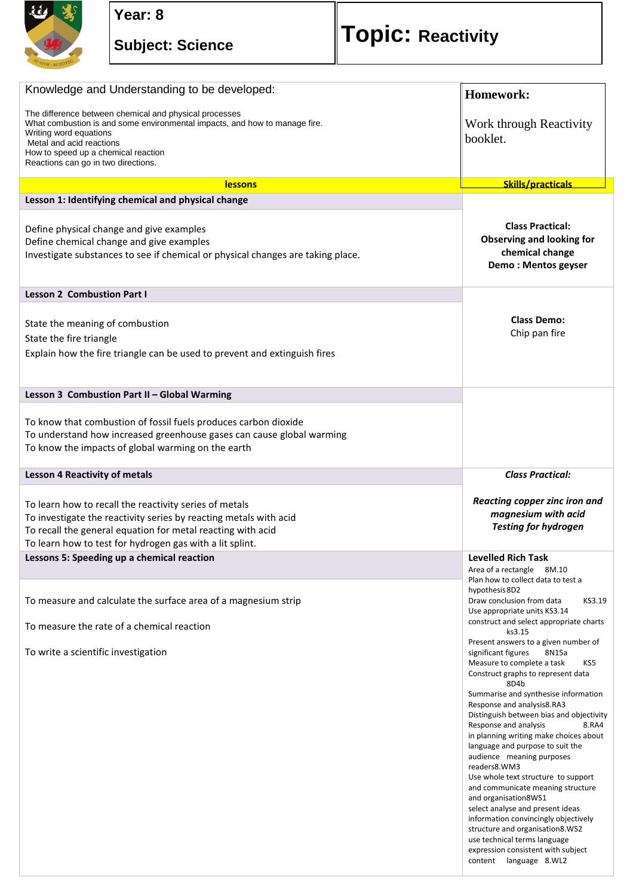| Year: 8<br>Subject: Science | Topic: Reactivity |
|---|---|

| Knowledge and Understanding to be developed: | Homework: |
|---|---|
| The difference between chemical and physical processes<br>What combustion is and some environmental impacts, and how to manage fire.<br>Writing word equations<br>Metal and acid reactions<br>How to speed up a chemical reaction<br>Reactions can go in two directions. | Work through Reactivity booklet. |
| **lessons** | **Skills/practicals** |
| **Lesson 1: Identifying chemical and physical change**<br><br>Define physical change and give examples<br>Define chemical change and give examples<br>Investigate substances to see if chemical or physical changes are taking place. | **Class Practical: Observing and looking for chemical change**<br>**Demo : Mentos geyser** |
| **Lesson 2 Combustion Part I**<br><br>State the meaning of combustion<br>State the fire triangle<br>Explain how the fire triangle can be used to prevent and extinguish fires | **Class Demo:**<br>Chip pan fire |
| **Lesson 3 Combustion Part II – Global Warming**<br><br>To know that combustion of fossil fuels produces carbon dioxide<br>To understand how increased greenhouse gases can cause global warming<br>To know the impacts of global warming on the earth | |
| **Lesson 4 Reactivity of metals**<br><br>To learn how to recall the reactivity series of metals<br>To investigate the reactivity series by reacting metals with acid<br>To recall the general equation for metal reacting with acid<br>To learn how to test for hydrogen gas with a lit splint. | ***Class Practical:***<br><br>***Reacting copper zinc iron and magnesium with acid***<br>***Testing for hydrogen*** |
| **Lessons 5: Speeding up a chemical reaction**<br><br>To measure and calculate the surface area of a magnesium strip<br><br>To measure the rate of a chemical reaction<br><br>To write a scientific investigation | **Levelled Rich Task**<br>Area of a rectangle 8M.10<br>Plan how to collect data to test a hypothesis 8D2<br>Draw conclusion from data KS3.19<br>Use appropriate units KS3.14<br>construct and select appropriate charts ks3.15<br>Present answers to a given number of significant figures 8N15a<br>Measure to complete a task KS5<br>Construct graphs to represent data 8D4b<br>Summarise and synthesise information Response and analysis8.RA3<br>Distinguish between bias and objectivity Response and analysis 8.RA4<br>in planning writing make choices about language and purpose to suit the audience meaning purposes readers8.WM3<br>Use whole text structure to support and communicate meaning structure and organisation8WS1<br>select analyse and present ideas information convincingly objectively structure and organisation8.WS2<br>use technical terms language expression consistent with subject content language 8.WL2 |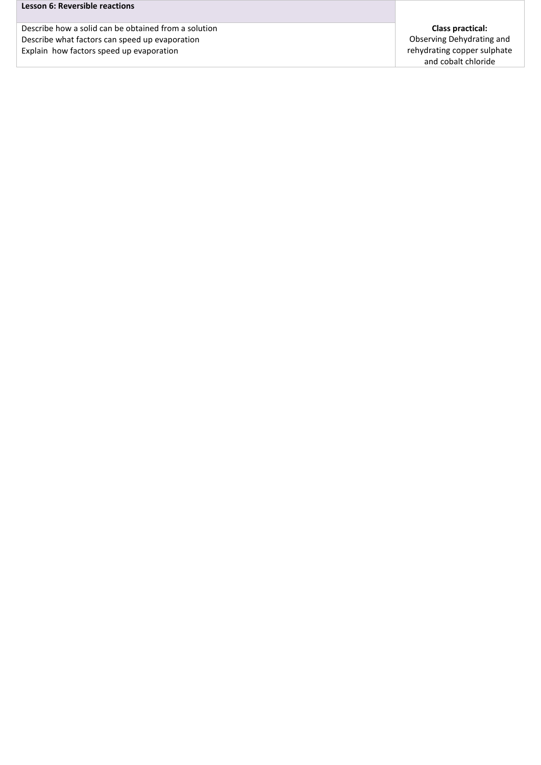| Lesson 6: Reversible reactions | |
|---|---|
| Describe how a solid can be obtained from a solution<br>Describe what factors can speed up evaporation<br>Explain how factors speed up evaporation | **Class practical:**<br>Observing Dehydrating and rehydrating copper sulphate and cobalt chloride |